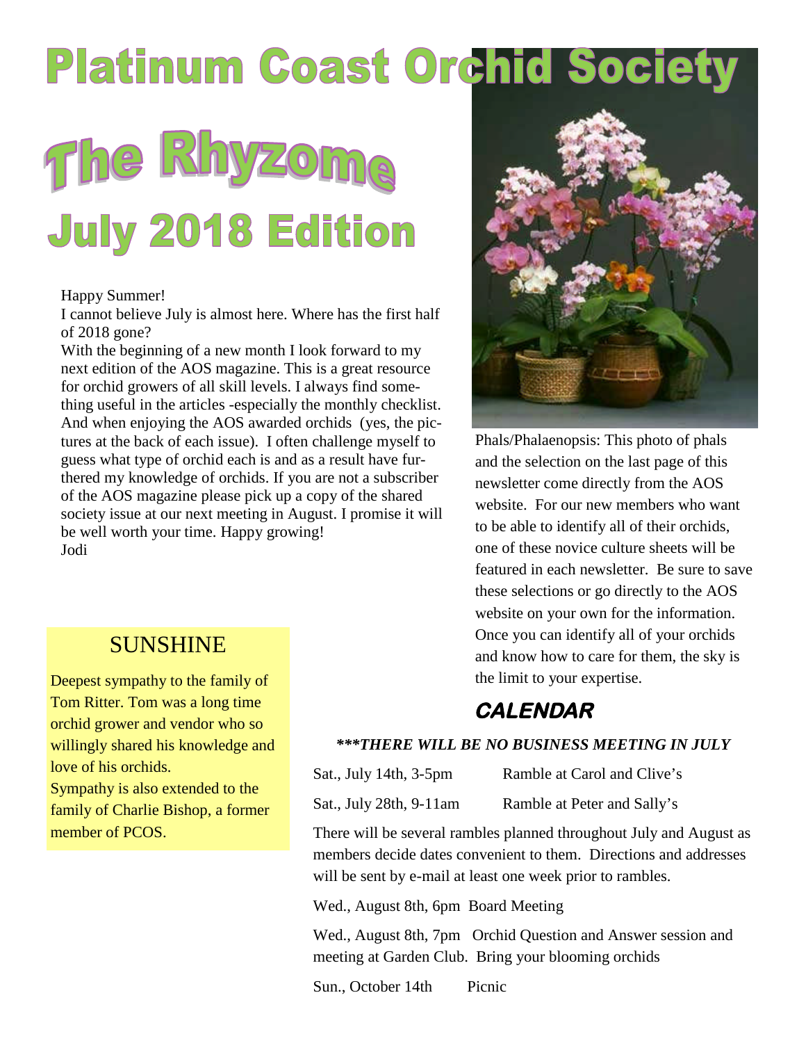# Platinum Coast Orchid Society

# The Rhyzome

## July 2018 Edition

Happy Summer!

I cannot believe July is almost here. Where has the first half of 2018 gone?

With the beginning of a new month I look forward to my next edition of the AOS magazine. This is a great resource for orchid growers of all skill levels. I always find something useful in the articles -especially the monthly checklist. And when enjoying the AOS awarded orchids (yes, the pictures at the back of each issue). I often challenge myself to guess what type of orchid each is and as a result have furthered my knowledge of orchids. If you are not a subscriber of the AOS magazine please pick up a copy of the shared society issue at our next meeting in August. I promise it will be well worth your time. Happy growing!

Jodi

Phals/Phalaenopsis: This photo of phals and the selection on the last page of this newsletter come directly from the AOS website. For our new members who want to be able to identify all of their orchids, one of these novice culture sheets will be featured in each newsletter. Be sure to save these selections or go directly to the AOS website on your own for the information. Once you can identify all of your orchids and know how to care for them, the sky is the limit to your expertise.

## SUNSHINE

Deepest sympathy to the family of Tom Ritter. Tom was a long time orchid grower and vendor who so willingly shared his knowledge and love of his orchids.

Sympathy is also extended to the family of Charlie Bishop, a former member of PCOS.

## *CALENDAR*

***\*\*\*THERE WILL BE NO BUSINESS MEETING IN JULY***

Sat., July 14th, 3-5pm — Ramble at Carol and Clive's

Sat., July 28th, 9-11am — Ramble at Peter and Sally's

There will be several rambles planned throughout July and August as members decide dates convenient to them. Directions and addresses will be sent by e-mail at least one week prior to rambles.

Wed., August 8th, 6pm Board Meeting

Wed., August 8th, 7pm Orchid Question and Answer session and meeting at Garden Club. Bring your blooming orchids

Sun., October 14th — Picnic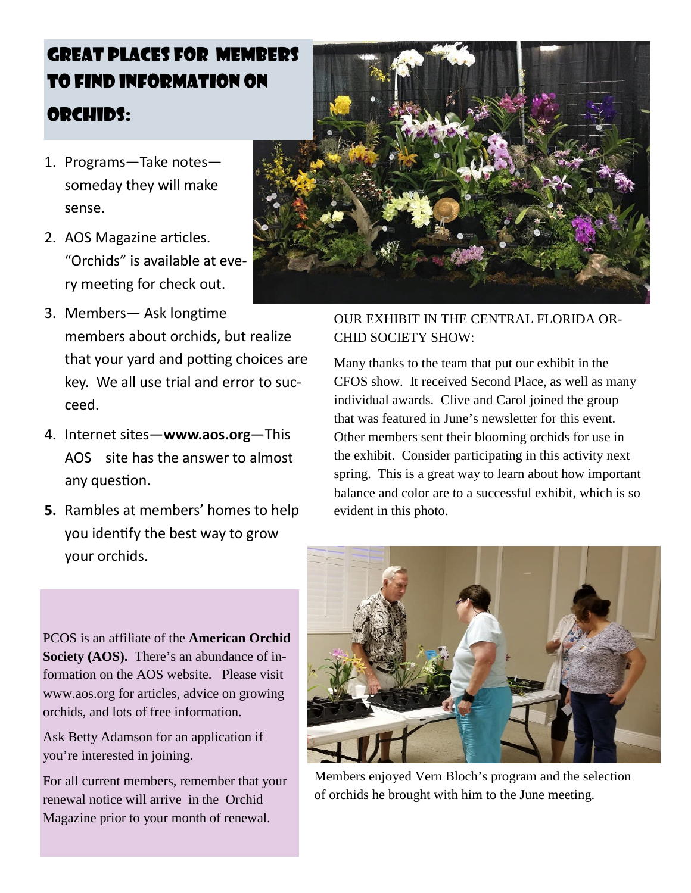## Great Places for Members to Find Information on Orchids:

1. Programs—Take notes—someday they will make sense.
2. AOS Magazine articles. "Orchids" is available at every meeting for check out.
3. Members— Ask longtime members about orchids, but realize that your yard and potting choices are key. We all use trial and error to succeed.
4. Internet sites—**www.aos.org**—This AOS site has the answer to almost any question.
5. Rambles at members' homes to help you identify the best way to grow your orchids.

OUR EXHIBIT IN THE CENTRAL FLORIDA ORCHID SOCIETY SHOW:

Many thanks to the team that put our exhibit in the CFOS show. It received Second Place, as well as many individual awards. Clive and Carol joined the group that was featured in June's newsletter for this event. Other members sent their blooming orchids for use in the exhibit. Consider participating in this activity next spring. This is a great way to learn about how important balance and color are to a successful exhibit, which is so evident in this photo.

PCOS is an affiliate of the **American Orchid Society (AOS).** There's an abundance of information on the AOS website. Please visit www.aos.org for articles, advice on growing orchids, and lots of free information.

Ask Betty Adamson for an application if you're interested in joining.

For all current members, remember that your renewal notice will arrive in the Orchid Magazine prior to your month of renewal.

Members enjoyed Vern Bloch's program and the selection of orchids he brought with him to the June meeting.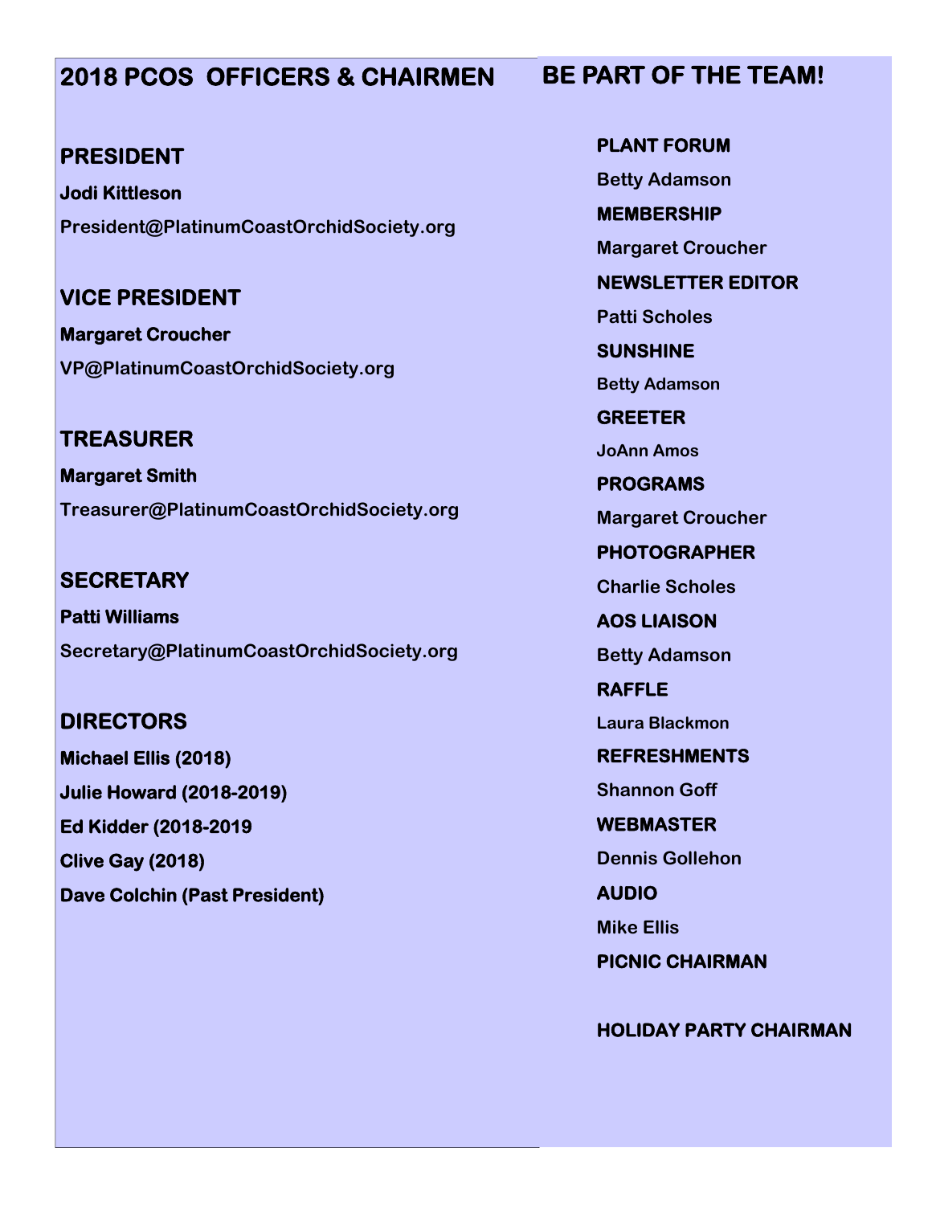## 2018 PCOS OFFICERS & CHAIRMEN

### PRESIDENT

**Jodi Kittleson**

President@PlatinumCoastOrchidSociety.org

### VICE PRESIDENT

**Margaret Croucher**

VP@PlatinumCoastOrchidSociety.org

### TREASURER

**Margaret Smith**

Treasurer@PlatinumCoastOrchidSociety.org

### SECRETARY

**Patti Williams**

Secretary@PlatinumCoastOrchidSociety.org

### DIRECTORS

**Michael Ellis (2018)**

**Julie Howard (2018-2019)**

**Ed Kidder (2018-2019**

**Clive Gay (2018)**

**Dave Colchin (Past President)**

## BE PART OF THE TEAM!

**PLANT FORUM**

Betty Adamson

**MEMBERSHIP**

Margaret Croucher

**NEWSLETTER EDITOR**

Patti Scholes

**SUNSHINE**

Betty Adamson

**GREETER**

JoAnn Amos

**PROGRAMS**

Margaret Croucher

**PHOTOGRAPHER**

Charlie Scholes

**AOS LIAISON**

Betty Adamson

**RAFFLE**

Laura Blackmon

**REFRESHMENTS**

Shannon Goff

**WEBMASTER**

Dennis Gollehon

**AUDIO**

Mike Ellis

**PICNIC CHAIRMAN**

**HOLIDAY PARTY CHAIRMAN**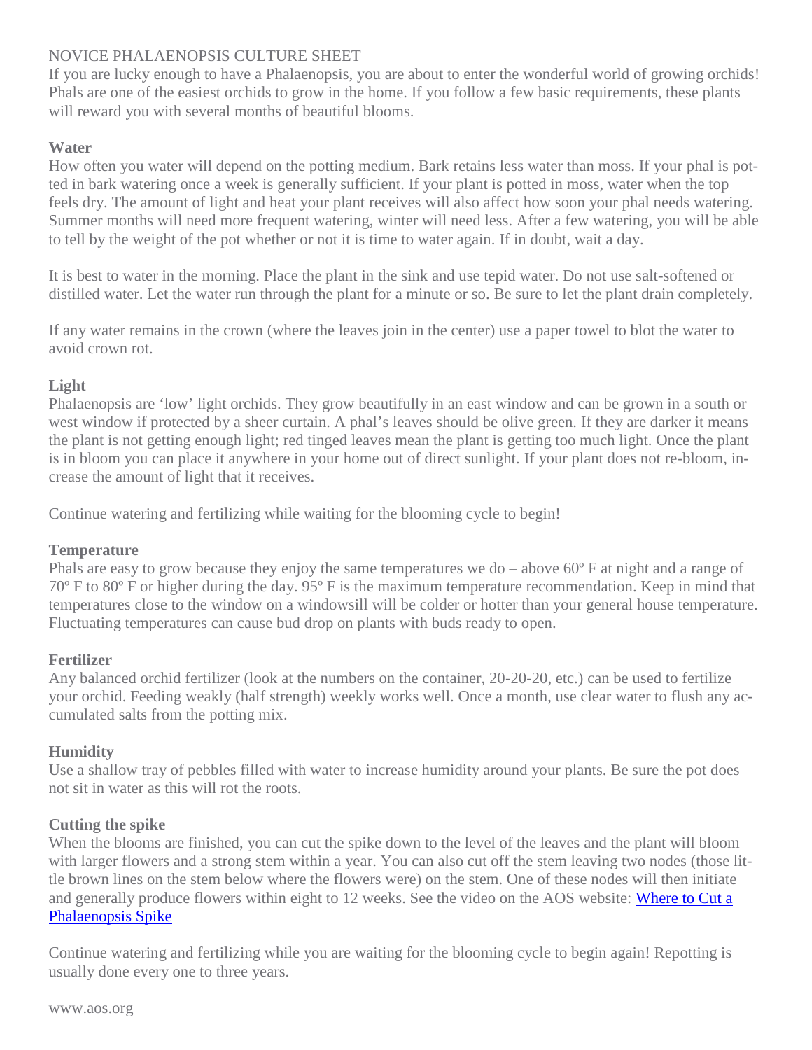# NOVICE PHALAENOPSIS CULTURE SHEET

If you are lucky enough to have a Phalaenopsis, you are about to enter the wonderful world of growing orchids! Phals are one of the easiest orchids to grow in the home. If you follow a few basic requirements, these plants will reward you with several months of beautiful blooms.

**Water**

How often you water will depend on the potting medium. Bark retains less water than moss. If your phal is potted in bark watering once a week is generally sufficient. If your plant is potted in moss, water when the top feels dry. The amount of light and heat your plant receives will also affect how soon your phal needs watering. Summer months will need more frequent watering, winter will need less. After a few watering, you will be able to tell by the weight of the pot whether or not it is time to water again. If in doubt, wait a day.

It is best to water in the morning. Place the plant in the sink and use tepid water. Do not use salt-softened or distilled water. Let the water run through the plant for a minute or so. Be sure to let the plant drain completely.

If any water remains in the crown (where the leaves join in the center) use a paper towel to blot the water to avoid crown rot.

**Light**

Phalaenopsis are 'low' light orchids. They grow beautifully in an east window and can be grown in a south or west window if protected by a sheer curtain. A phal's leaves should be olive green. If they are darker it means the plant is not getting enough light; red tinged leaves mean the plant is getting too much light. Once the plant is in bloom you can place it anywhere in your home out of direct sunlight. If your plant does not re-bloom, increase the amount of light that it receives.

Continue watering and fertilizing while waiting for the blooming cycle to begin!

**Temperature**

Phals are easy to grow because they enjoy the same temperatures we do – above 60º F at night and a range of 70º F to 80º F or higher during the day. 95º F is the maximum temperature recommendation. Keep in mind that temperatures close to the window on a windowsill will be colder or hotter than your general house temperature. Fluctuating temperatures can cause bud drop on plants with buds ready to open.

**Fertilizer**

Any balanced orchid fertilizer (look at the numbers on the container, 20-20-20, etc.) can be used to fertilize your orchid. Feeding weakly (half strength) weekly works well. Once a month, use clear water to flush any accumulated salts from the potting mix.

**Humidity**

Use a shallow tray of pebbles filled with water to increase humidity around your plants. Be sure the pot does not sit in water as this will rot the roots.

**Cutting the spike**

When the blooms are finished, you can cut the spike down to the level of the leaves and the plant will bloom with larger flowers and a strong stem within a year. You can also cut off the stem leaving two nodes (those little brown lines on the stem below where the flowers were) on the stem. One of these nodes will then initiate and generally produce flowers within eight to 12 weeks. See the video on the AOS website: Where to Cut a Phalaenopsis Spike

Continue watering and fertilizing while you are waiting for the blooming cycle to begin again! Repotting is usually done every one to three years.

www.aos.org